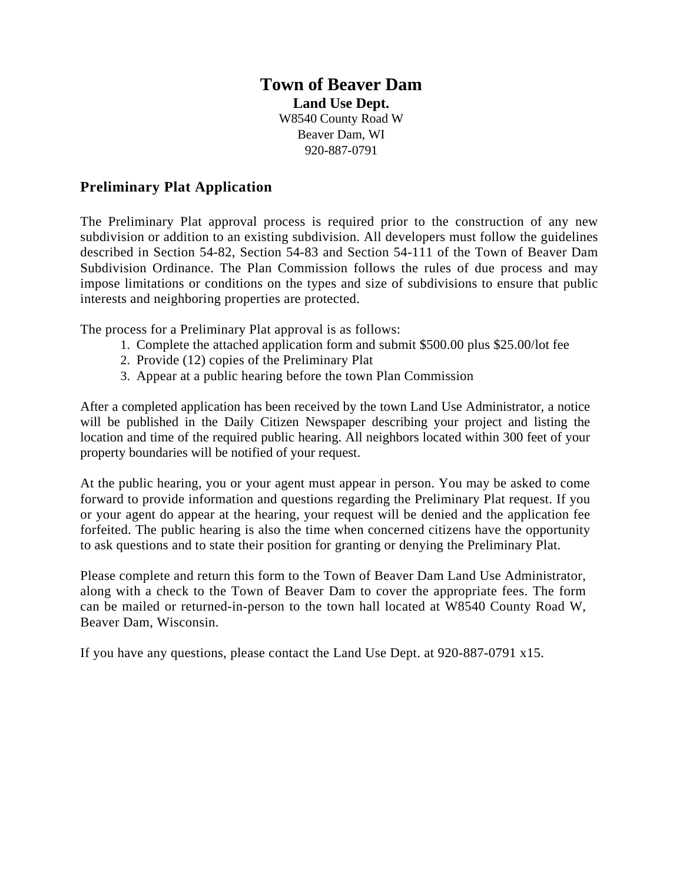# Town of Beaver Dam

**Land Use Dept.**

W8540 County Road W

Beaver Dam, WI

920-887-0791

## Preliminary Plat Application

The Preliminary Plat approval process is required prior to the construction of any new subdivision or addition to an existing subdivision. All developers must follow the guidelines described in Section 54-82, Section 54-83 and Section 54-111 of the Town of Beaver Dam Subdivision Ordinance. The Plan Commission follows the rules of due process and may impose limitations or conditions on the types and size of subdivisions to ensure that public interests and neighboring properties are protected.

The process for a Preliminary Plat approval is as follows:

1. Complete the attached application form and submit $500.00 plus $25.00/lot fee
2. Provide (12) copies of the Preliminary Plat
3. Appear at a public hearing before the town Plan Commission

After a completed application has been received by the town Land Use Administrator, a notice will be published in the Daily Citizen Newspaper describing your project and listing the location and time of the required public hearing. All neighbors located within 300 feet of your property boundaries will be notified of your request.

At the public hearing, you or your agent must appear in person. You may be asked to come forward to provide information and questions regarding the Preliminary Plat request. If you or your agent do appear at the hearing, your request will be denied and the application fee forfeited. The public hearing is also the time when concerned citizens have the opportunity to ask questions and to state their position for granting or denying the Preliminary Plat.

Please complete and return this form to the Town of Beaver Dam Land Use Administrator, along with a check to the Town of Beaver Dam to cover the appropriate fees. The form can be mailed or returned-in-person to the town hall located at W8540 County Road W, Beaver Dam, Wisconsin.

If you have any questions, please contact the Land Use Dept. at 920-887-0791 x15.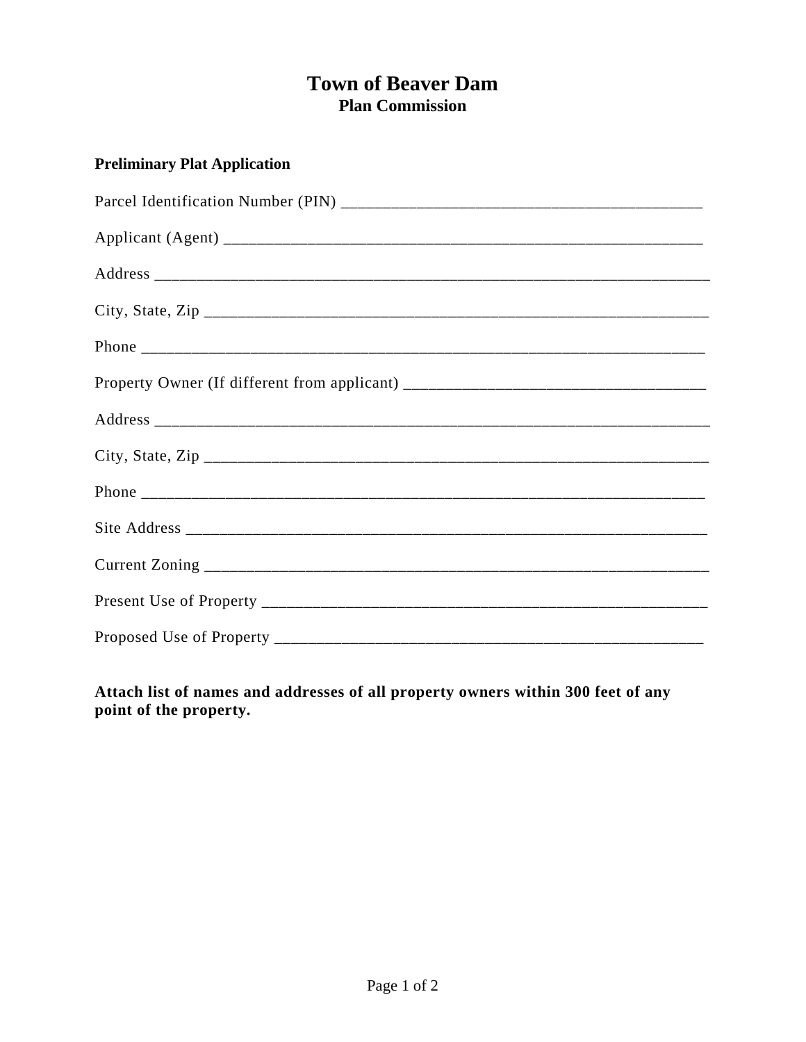# Town of Beaver Dam

## Plan Commission

**Preliminary Plat Application**

Parcel Identification Number (PIN) ___________________________________________

Applicant (Agent) _________________________________________________________

Address _____________________________________________________________________

City, State, Zip _________________________________________________________________

Phone ______________________________________________________________________

Property Owner (If different from applicant) _____________________________________

Address _____________________________________________________________________

City, State, Zip _________________________________________________________________

Phone ______________________________________________________________________

Site Address _________________________________________________________________

Current Zoning _______________________________________________________________

Present Use of Property ________________________________________________________

Proposed Use of Property ______________________________________________________

**Attach list of names and addresses of all property owners within 300 feet of any point of the property.**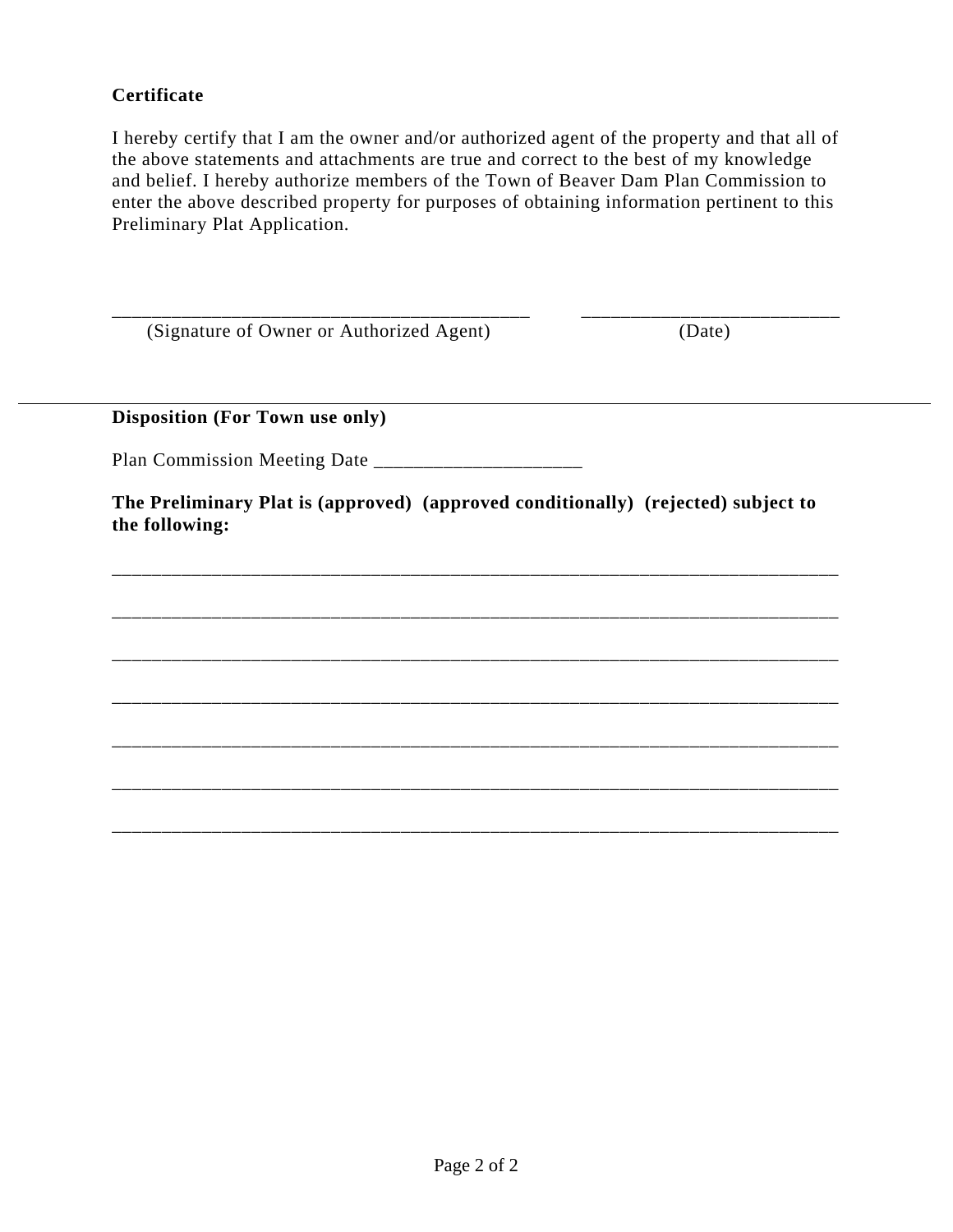**Certificate**

I hereby certify that I am the owner and/or authorized agent of the property and that all of the above statements and attachments are true and correct to the best of my knowledge and belief. I hereby authorize members of the Town of Beaver Dam Plan Commission to enter the above described property for purposes of obtaining information pertinent to this Preliminary Plat Application.

___________________________________________ __________________________

(Signature of Owner or Authorized Agent) (Date)

---

**Disposition (For Town use only)**

Plan Commission Meeting Date _____________________

**The Preliminary Plat is (approved) (approved conditionally) (rejected) subject to the following:**

___________________________________________________________________________

___________________________________________________________________________

___________________________________________________________________________

___________________________________________________________________________

___________________________________________________________________________

___________________________________________________________________________

___________________________________________________________________________